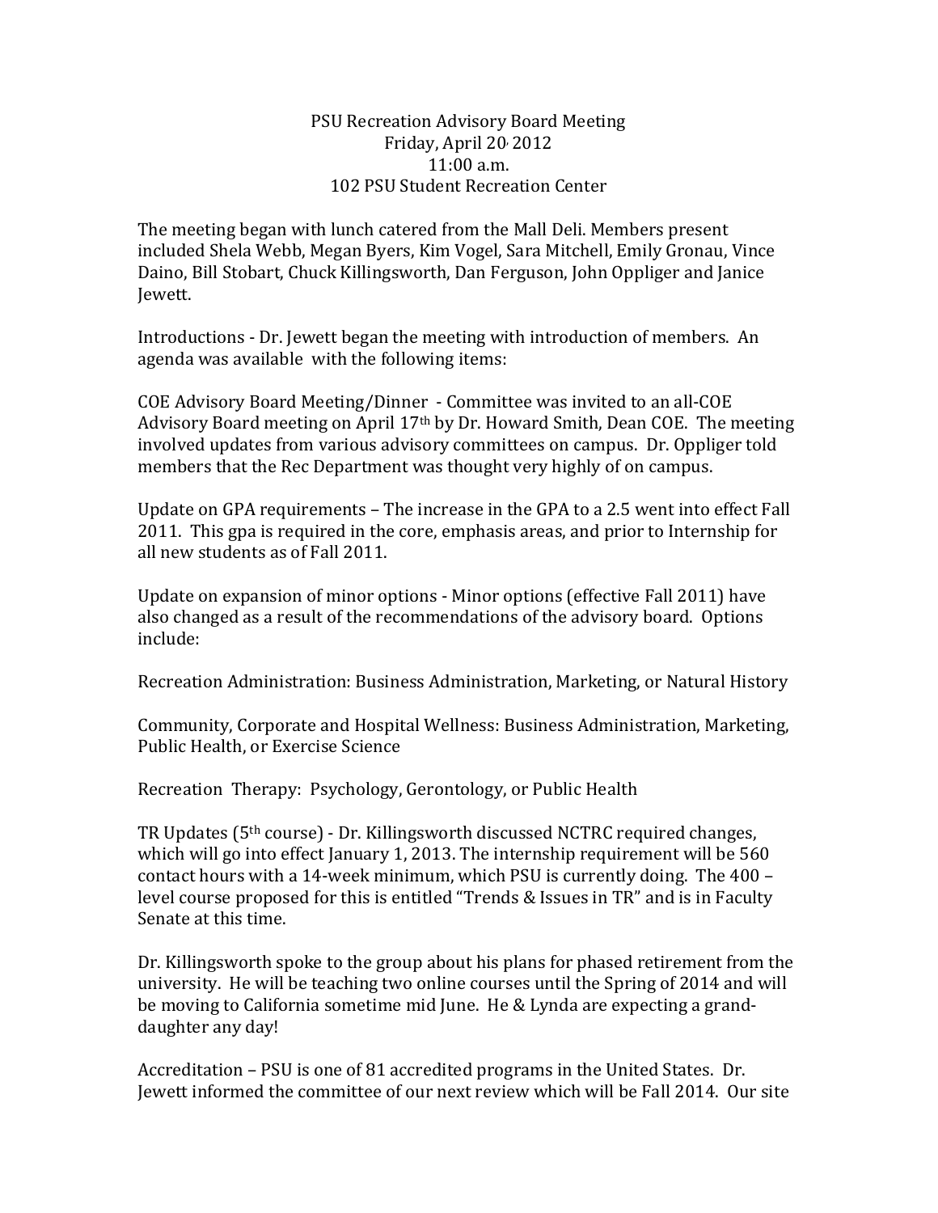PSU Recreation Advisory Board Meeting
Friday, April 20, 2012
11:00 a.m.
102 PSU Student Recreation Center

The meeting began with lunch catered from the Mall Deli. Members present included Shela Webb, Megan Byers, Kim Vogel, Sara Mitchell, Emily Gronau, Vince Daino, Bill Stobart, Chuck Killingsworth, Dan Ferguson, John Oppliger and Janice Jewett.

Introductions - Dr. Jewett began the meeting with introduction of members. An agenda was available with the following items:

COE Advisory Board Meeting/Dinner - Committee was invited to an all-COE Advisory Board meeting on April 17th by Dr. Howard Smith, Dean COE. The meeting involved updates from various advisory committees on campus. Dr. Oppliger told members that the Rec Department was thought very highly of on campus.

Update on GPA requirements – The increase in the GPA to a 2.5 went into effect Fall 2011. This gpa is required in the core, emphasis areas, and prior to Internship for all new students as of Fall 2011.

Update on expansion of minor options - Minor options (effective Fall 2011) have also changed as a result of the recommendations of the advisory board. Options include:

Recreation Administration: Business Administration, Marketing, or Natural History

Community, Corporate and Hospital Wellness: Business Administration, Marketing, Public Health, or Exercise Science

Recreation Therapy: Psychology, Gerontology, or Public Health

TR Updates (5th course) - Dr. Killingsworth discussed NCTRC required changes, which will go into effect January 1, 2013. The internship requirement will be 560 contact hours with a 14-week minimum, which PSU is currently doing. The 400 – level course proposed for this is entitled "Trends & Issues in TR" and is in Faculty Senate at this time.

Dr. Killingsworth spoke to the group about his plans for phased retirement from the university. He will be teaching two online courses until the Spring of 2014 and will be moving to California sometime mid June. He & Lynda are expecting a grand-daughter any day!

Accreditation – PSU is one of 81 accredited programs in the United States. Dr. Jewett informed the committee of our next review which will be Fall 2014. Our site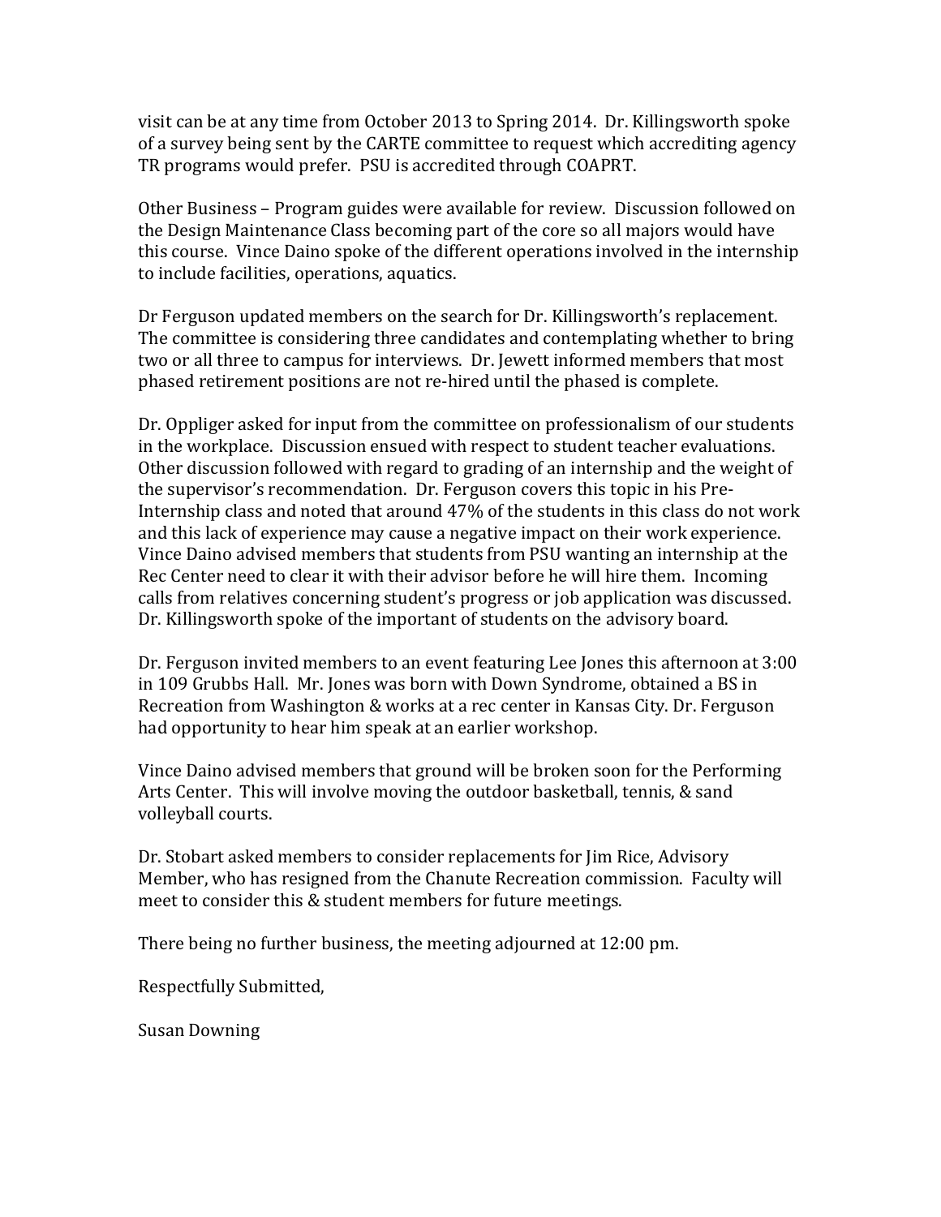visit can be at any time from October 2013 to Spring 2014. Dr. Killingsworth spoke of a survey being sent by the CARTE committee to request which accrediting agency TR programs would prefer. PSU is accredited through COAPRT.

Other Business – Program guides were available for review. Discussion followed on the Design Maintenance Class becoming part of the core so all majors would have this course. Vince Daino spoke of the different operations involved in the internship to include facilities, operations, aquatics.

Dr Ferguson updated members on the search for Dr. Killingsworth's replacement. The committee is considering three candidates and contemplating whether to bring two or all three to campus for interviews. Dr. Jewett informed members that most phased retirement positions are not re-hired until the phased is complete.

Dr. Oppliger asked for input from the committee on professionalism of our students in the workplace. Discussion ensued with respect to student teacher evaluations. Other discussion followed with regard to grading of an internship and the weight of the supervisor's recommendation. Dr. Ferguson covers this topic in his Pre-Internship class and noted that around 47% of the students in this class do not work and this lack of experience may cause a negative impact on their work experience. Vince Daino advised members that students from PSU wanting an internship at the Rec Center need to clear it with their advisor before he will hire them. Incoming calls from relatives concerning student's progress or job application was discussed. Dr. Killingsworth spoke of the important of students on the advisory board.

Dr. Ferguson invited members to an event featuring Lee Jones this afternoon at 3:00 in 109 Grubbs Hall. Mr. Jones was born with Down Syndrome, obtained a BS in Recreation from Washington & works at a rec center in Kansas City. Dr. Ferguson had opportunity to hear him speak at an earlier workshop.

Vince Daino advised members that ground will be broken soon for the Performing Arts Center. This will involve moving the outdoor basketball, tennis, & sand volleyball courts.

Dr. Stobart asked members to consider replacements for Jim Rice, Advisory Member, who has resigned from the Chanute Recreation commission. Faculty will meet to consider this & student members for future meetings.

There being no further business, the meeting adjourned at 12:00 pm.

Respectfully Submitted,

Susan Downing